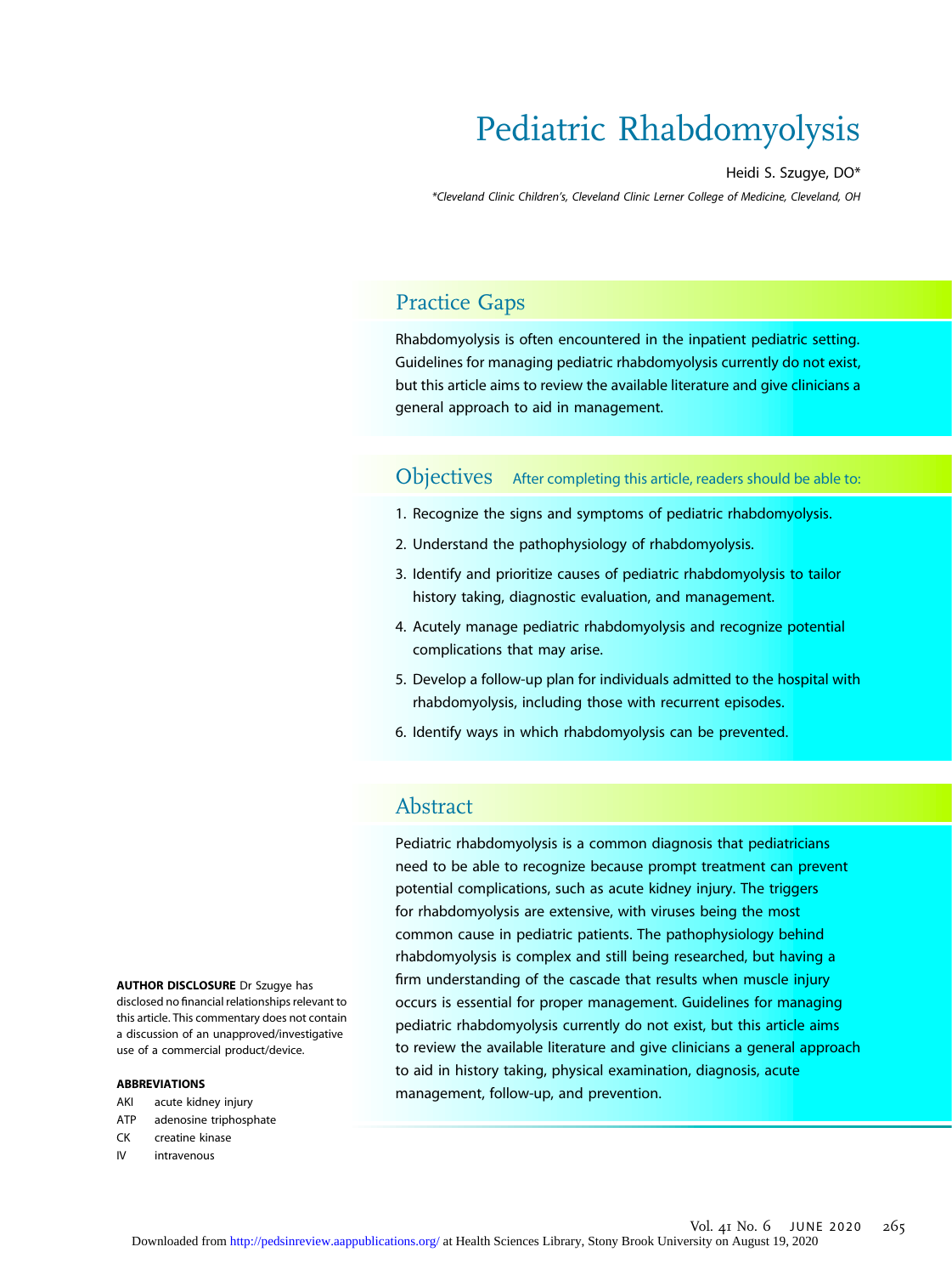# Pediatric Rhabdomyolysis

Heidi S. Szugye, DO*

*Cleveland Clinic Children's, Cleveland Clinic Lerner College of Medicine, Cleveland, OH

## Practice Gaps

Rhabdomyolysis is often encountered in the inpatient pediatric setting. Guidelines for managing pediatric rhabdomyolysis currently do not exist, but this article aims to review the available literature and give clinicians a general approach to aid in management.

## Objectives

After completing this article, readers should be able to:

1. Recognize the signs and symptoms of pediatric rhabdomyolysis.
2. Understand the pathophysiology of rhabdomyolysis.
3. Identify and prioritize causes of pediatric rhabdomyolysis to tailor history taking, diagnostic evaluation, and management.
4. Acutely manage pediatric rhabdomyolysis and recognize potential complications that may arise.
5. Develop a follow-up plan for individuals admitted to the hospital with rhabdomyolysis, including those with recurrent episodes.
6. Identify ways in which rhabdomyolysis can be prevented.

## Abstract

Pediatric rhabdomyolysis is a common diagnosis that pediatricians need to be able to recognize because prompt treatment can prevent potential complications, such as acute kidney injury. The triggers for rhabdomyolysis are extensive, with viruses being the most common cause in pediatric patients. The pathophysiology behind rhabdomyolysis is complex and still being researched, but having a firm understanding of the cascade that results when muscle injury occurs is essential for proper management. Guidelines for managing pediatric rhabdomyolysis currently do not exist, but this article aims to review the available literature and give clinicians a general approach to aid in history taking, physical examination, diagnosis, acute management, follow-up, and prevention.

**AUTHOR DISCLOSURE** Dr Szugye has disclosed no financial relationships relevant to this article. This commentary does not contain a discussion of an unapproved/investigative use of a commercial product/device.

**ABBREVIATIONS**

| | |
|---|---|
| AKI | acute kidney injury |
| ATP | adenosine triphosphate |
| CK | creatine kinase |
| IV | intravenous |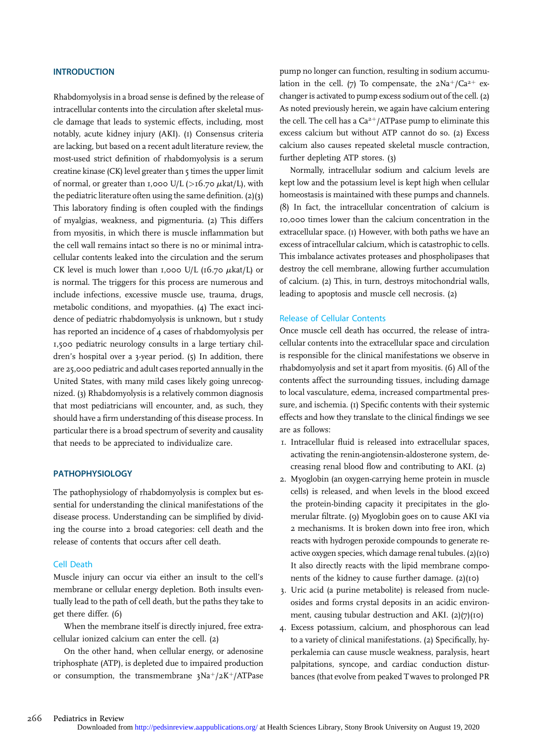## INTRODUCTION

Rhabdomyolysis in a broad sense is defined by the release of intracellular contents into the circulation after skeletal muscle damage that leads to systemic effects, including, most notably, acute kidney injury (AKI). (1) Consensus criteria are lacking, but based on a recent adult literature review, the most-used strict definition of rhabdomyolysis is a serum creatine kinase (CK) level greater than 5 times the upper limit of normal, or greater than 1,000 U/L (>16.70 $\mu$kat/L), with the pediatric literature often using the same definition. (2)(3) This laboratory finding is often coupled with the findings of myalgias, weakness, and pigmenturia. (2) This differs from myositis, in which there is muscle inflammation but the cell wall remains intact so there is no or minimal intracellular contents leaked into the circulation and the serum CK level is much lower than 1,000 U/L (16.70 $\mu$kat/L) or is normal. The triggers for this process are numerous and include infections, excessive muscle use, trauma, drugs, metabolic conditions, and myopathies. (4) The exact incidence of pediatric rhabdomyolysis is unknown, but 1 study has reported an incidence of 4 cases of rhabdomyolysis per 1,500 pediatric neurology consults in a large tertiary children's hospital over a 3-year period. (5) In addition, there are 25,000 pediatric and adult cases reported annually in the United States, with many mild cases likely going unrecognized. (3) Rhabdomyolysis is a relatively common diagnosis that most pediatricians will encounter, and, as such, they should have a firm understanding of this disease process. In particular there is a broad spectrum of severity and causality that needs to be appreciated to individualize care.

## PATHOPHYSIOLOGY

The pathophysiology of rhabdomyolysis is complex but essential for understanding the clinical manifestations of the disease process. Understanding can be simplified by dividing the course into 2 broad categories: cell death and the release of contents that occurs after cell death.

### Cell Death

Muscle injury can occur via either an insult to the cell's membrane or cellular energy depletion. Both insults eventually lead to the path of cell death, but the paths they take to get there differ. (6)

When the membrane itself is directly injured, free extracellular ionized calcium can enter the cell. (2)

On the other hand, when cellular energy, or adenosine triphosphate (ATP), is depleted due to impaired production or consumption, the transmembrane $3Na^+/2K^+$/ATPase pump no longer can function, resulting in sodium accumulation in the cell. (7) To compensate, the $2Na^+/Ca^{2+}$ exchanger is activated to pump excess sodium out of the cell. (2) As noted previously herein, we again have calcium entering the cell. The cell has a $Ca^{2+}$/ATPase pump to eliminate this excess calcium but without ATP cannot do so. (2) Excess calcium also causes repeated skeletal muscle contraction, further depleting ATP stores. (3)

Normally, intracellular sodium and calcium levels are kept low and the potassium level is kept high when cellular homeostasis is maintained with these pumps and channels. (8) In fact, the intracellular concentration of calcium is 10,000 times lower than the calcium concentration in the extracellular space. (1) However, with both paths we have an excess of intracellular calcium, which is catastrophic to cells. This imbalance activates proteases and phospholipases that destroy the cell membrane, allowing further accumulation of calcium. (2) This, in turn, destroys mitochondrial walls, leading to apoptosis and muscle cell necrosis. (2)

### Release of Cellular Contents

Once muscle cell death has occurred, the release of intracellular contents into the extracellular space and circulation is responsible for the clinical manifestations we observe in rhabdomyolysis and set it apart from myositis. (6) All of the contents affect the surrounding tissues, including damage to local vasculature, edema, increased compartmental pressure, and ischemia. (1) Specific contents with their systemic effects and how they translate to the clinical findings we see are as follows:

1. Intracellular fluid is released into extracellular spaces, activating the renin-angiotensin-aldosterone system, decreasing renal blood flow and contributing to AKI. (2)
2. Myoglobin (an oxygen-carrying heme protein in muscle cells) is released, and when levels in the blood exceed the protein-binding capacity it precipitates in the glomerular filtrate. (9) Myoglobin goes on to cause AKI via 2 mechanisms. It is broken down into free iron, which reacts with hydrogen peroxide compounds to generate reactive oxygen species, which damage renal tubules. (2)(10) It also directly reacts with the lipid membrane components of the kidney to cause further damage. (2)(10)
3. Uric acid (a purine metabolite) is released from nucleosides and forms crystal deposits in an acidic environment, causing tubular destruction and AKI. (2)(7)(10)
4. Excess potassium, calcium, and phosphorous can lead to a variety of clinical manifestations. (2) Specifically, hyperkalemia can cause muscle weakness, paralysis, heart palpitations, syncope, and cardiac conduction disturbances (that evolve from peaked T waves to prolonged PR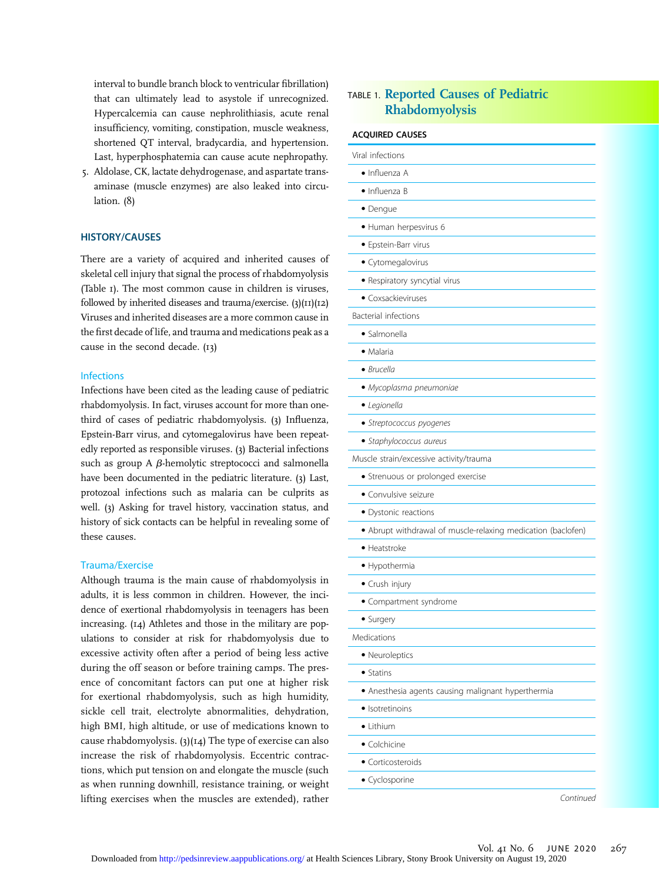interval to bundle branch block to ventricular fibrillation) that can ultimately lead to asystole if unrecognized. Hypercalcemia can cause nephrolithiasis, acute renal insufficiency, vomiting, constipation, muscle weakness, shortened QT interval, bradycardia, and hypertension. Last, hyperphosphatemia can cause acute nephropathy.

5. Aldolase, CK, lactate dehydrogenase, and aspartate transaminase (muscle enzymes) are also leaked into circulation. (8)

## HISTORY/CAUSES

There are a variety of acquired and inherited causes of skeletal cell injury that signal the process of rhabdomyolysis (Table 1). The most common cause in children is viruses, followed by inherited diseases and trauma/exercise. (3)(11)(12) Viruses and inherited diseases are a more common cause in the first decade of life, and trauma and medications peak as a cause in the second decade. (13)

### Infections

Infections have been cited as the leading cause of pediatric rhabdomyolysis. In fact, viruses account for more than one-third of cases of pediatric rhabdomyolysis. (3) Influenza, Epstein-Barr virus, and cytomegalovirus have been repeatedly reported as responsible viruses. (3) Bacterial infections such as group A $\beta$-hemolytic streptococci and salmonella have been documented in the pediatric literature. (3) Last, protozoal infections such as malaria can be culprits as well. (3) Asking for travel history, vaccination status, and history of sick contacts can be helpful in revealing some of these causes.

### Trauma/Exercise

Although trauma is the main cause of rhabdomyolysis in adults, it is less common in children. However, the incidence of exertional rhabdomyolysis in teenagers has been increasing. (14) Athletes and those in the military are populations to consider at risk for rhabdomyolysis due to excessive activity often after a period of being less active during the off season or before training camps. The presence of concomitant factors can put one at higher risk for exertional rhabdomyolysis, such as high humidity, sickle cell trait, electrolyte abnormalities, dehydration, high BMI, high altitude, or use of medications known to cause rhabdomyolysis. (3)(14) The type of exercise can also increase the risk of rhabdomyolysis. Eccentric contractions, which put tension on and elongate the muscle (such as when running downhill, resistance training, or weight lifting exercises when the muscles are extended), rather

TABLE 1. **Reported Causes of Pediatric Rhabdomyolysis**

| ACQUIRED CAUSES |
|---|
| Viral infections |
| • Influenza A |
| • Influenza B |
| • Dengue |
| • Human herpesvirus 6 |
| • Epstein-Barr virus |
| • Cytomegalovirus |
| • Respiratory syncytial virus |
| • Coxsackieviruses |
| Bacterial infections |
| • Salmonella |
| • Malaria |
| • *Brucella* |
| • *Mycoplasma pneumoniae* |
| • *Legionella* |
| • *Streptococcus pyogenes* |
| • *Staphylococcus aureus* |
| Muscle strain/excessive activity/trauma |
| • Strenuous or prolonged exercise |
| • Convulsive seizure |
| • Dystonic reactions |
| • Abrupt withdrawal of muscle-relaxing medication (baclofen) |
| • Heatstroke |
| • Hypothermia |
| • Crush injury |
| • Compartment syndrome |
| • Surgery |
| Medications |
| • Neuroleptics |
| • Statins |
| • Anesthesia agents causing malignant hyperthermia |
| • Isotretinoins |
| • Lithium |
| • Colchicine |
| • Corticosteroids |
| • Cyclosporine |

*Continued*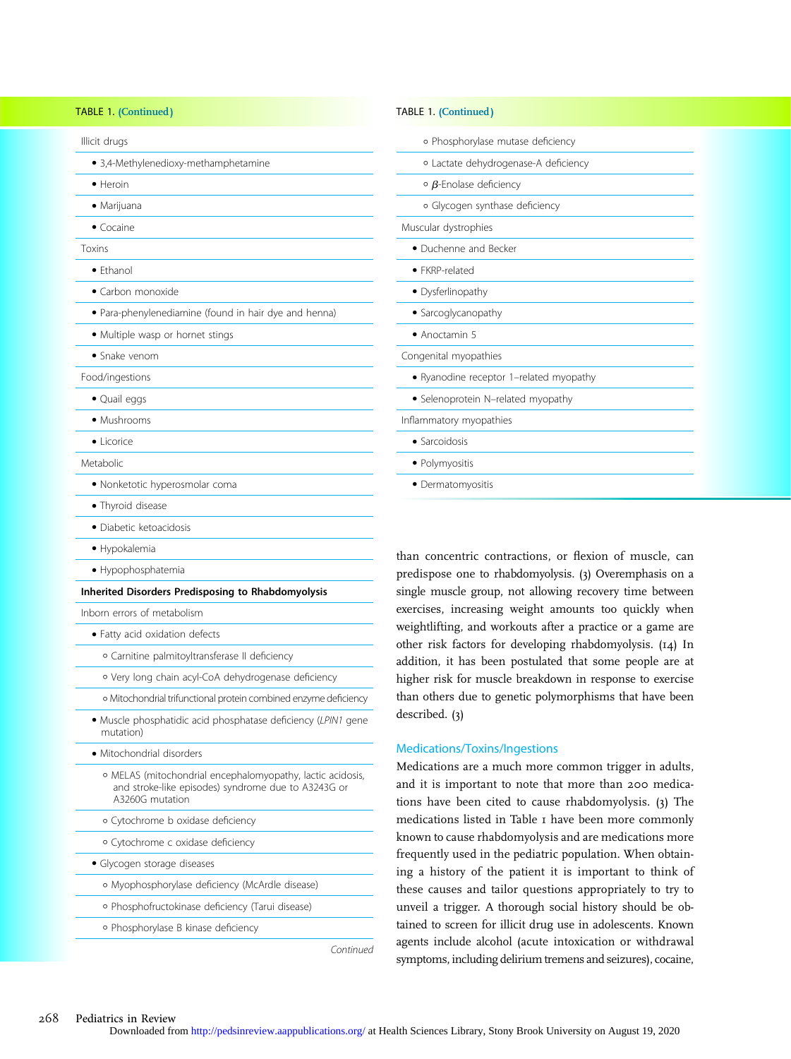TABLE 1. (Continued)

| |
|---|
| Illicit drugs |
| • 3,4-Methylenedioxy-methamphetamine |
| • Heroin |
| • Marijuana |
| • Cocaine |
| Toxins |
| • Ethanol |
| • Carbon monoxide |
| • Para-phenylenediamine (found in hair dye and henna) |
| • Multiple wasp or hornet stings |
| • Snake venom |
| Food/ingestions |
| • Quail eggs |
| • Mushrooms |
| • Licorice |
| Metabolic |
| • Nonketotic hyperosmolar coma |
| • Thyroid disease |
| • Diabetic ketoacidosis |
| • Hypokalemia |
| • Hypophosphatemia |
| **Inherited Disorders Predisposing to Rhabdomyolysis** |
| Inborn errors of metabolism |
| • Fatty acid oxidation defects |
| ∘ Carnitine palmitoyltransferase II deficiency |
| ∘ Very long chain acyl-CoA dehydrogenase deficiency |
| ∘ Mitochondrial trifunctional protein combined enzyme deficiency |
| • Muscle phosphatidic acid phosphatase deficiency (*LPIN1* gene mutation) |
| • Mitochondrial disorders |
| ∘ MELAS (mitochondrial encephalomyopathy, lactic acidosis, and stroke-like episodes) syndrome due to A3243G or A3260G mutation |
| ∘ Cytochrome b oxidase deficiency |
| ∘ Cytochrome c oxidase deficiency |
| • Glycogen storage diseases |
| ∘ Myophosphorylase deficiency (McArdle disease) |
| ∘ Phosphofructokinase deficiency (Tarui disease) |
| ∘ Phosphorylase B kinase deficiency |
| ∘ Phosphorylase mutase deficiency |
| ∘ Lactate dehydrogenase-A deficiency |
| ∘ $\beta$-Enolase deficiency |
| ∘ Glycogen synthase deficiency |
| Muscular dystrophies |
| • Duchenne and Becker |
| • FKRP-related |
| • Dysferlinopathy |
| • Sarcoglycanopathy |
| • Anoctamin 5 |
| Congenital myopathies |
| • Ryanodine receptor 1–related myopathy |
| • Selenoprotein N–related myopathy |
| Inflammatory myopathies |
| • Sarcoidosis |
| • Polymyositis |
| • Dermatomyositis |

than concentric contractions, or flexion of muscle, can predispose one to rhabdomyolysis. (3) Overemphasis on a single muscle group, not allowing recovery time between exercises, increasing weight amounts too quickly when weightlifting, and workouts after a practice or a game are other risk factors for developing rhabdomyolysis. (14) In addition, it has been postulated that some people are at higher risk for muscle breakdown in response to exercise than others due to genetic polymorphisms that have been described. (3)

## Medications/Toxins/Ingestions

Medications are a much more common trigger in adults, and it is important to note that more than 200 medications have been cited to cause rhabdomyolysis. (3) The medications listed in Table 1 have been more commonly known to cause rhabdomyolysis and are medications more frequently used in the pediatric population. When obtaining a history of the patient it is important to think of these causes and tailor questions appropriately to try to unveil a trigger. A thorough social history should be obtained to screen for illicit drug use in adolescents. Known agents include alcohol (acute intoxication or withdrawal symptoms, including delirium tremens and seizures), cocaine,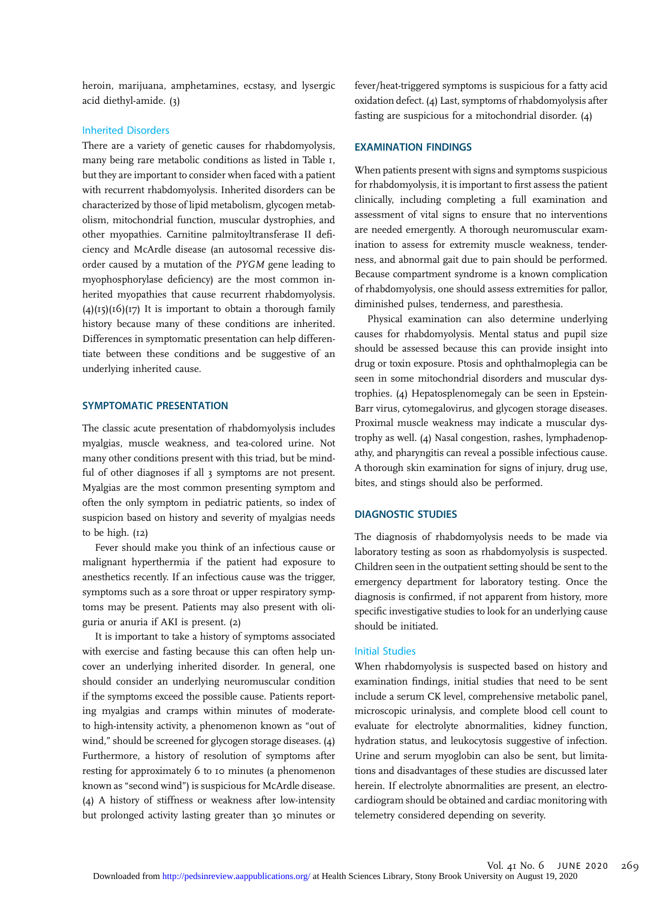heroin, marijuana, amphetamines, ecstasy, and lysergic acid diethyl-amide. (3)

### Inherited Disorders

There are a variety of genetic causes for rhabdomyolysis, many being rare metabolic conditions as listed in Table 1, but they are important to consider when faced with a patient with recurrent rhabdomyolysis. Inherited disorders can be characterized by those of lipid metabolism, glycogen metabolism, mitochondrial function, muscular dystrophies, and other myopathies. Carnitine palmitoyltransferase II deficiency and McArdle disease (an autosomal recessive disorder caused by a mutation of the *PYGM* gene leading to myophosphorylase deficiency) are the most common inherited myopathies that cause recurrent rhabdomyolysis. (4)(15)(16)(17) It is important to obtain a thorough family history because many of these conditions are inherited. Differences in symptomatic presentation can help differentiate between these conditions and be suggestive of an underlying inherited cause.

## SYMPTOMATIC PRESENTATION

The classic acute presentation of rhabdomyolysis includes myalgias, muscle weakness, and tea-colored urine. Not many other conditions present with this triad, but be mindful of other diagnoses if all 3 symptoms are not present. Myalgias are the most common presenting symptom and often the only symptom in pediatric patients, so index of suspicion based on history and severity of myalgias needs to be high. (12)

Fever should make you think of an infectious cause or malignant hyperthermia if the patient had exposure to anesthetics recently. If an infectious cause was the trigger, symptoms such as a sore throat or upper respiratory symptoms may be present. Patients may also present with oliguria or anuria if AKI is present. (2)

It is important to take a history of symptoms associated with exercise and fasting because this can often help uncover an underlying inherited disorder. In general, one should consider an underlying neuromuscular condition if the symptoms exceed the possible cause. Patients reporting myalgias and cramps within minutes of moderate- to high-intensity activity, a phenomenon known as "out of wind," should be screened for glycogen storage diseases. (4) Furthermore, a history of resolution of symptoms after resting for approximately 6 to 10 minutes (a phenomenon known as "second wind") is suspicious for McArdle disease. (4) A history of stiffness or weakness after low-intensity but prolonged activity lasting greater than 30 minutes or fever/heat-triggered symptoms is suspicious for a fatty acid oxidation defect. (4) Last, symptoms of rhabdomyolysis after fasting are suspicious for a mitochondrial disorder. (4)

## EXAMINATION FINDINGS

When patients present with signs and symptoms suspicious for rhabdomyolysis, it is important to first assess the patient clinically, including completing a full examination and assessment of vital signs to ensure that no interventions are needed emergently. A thorough neuromuscular examination to assess for extremity muscle weakness, tenderness, and abnormal gait due to pain should be performed. Because compartment syndrome is a known complication of rhabdomyolysis, one should assess extremities for pallor, diminished pulses, tenderness, and paresthesia.

Physical examination can also determine underlying causes for rhabdomyolysis. Mental status and pupil size should be assessed because this can provide insight into drug or toxin exposure. Ptosis and ophthalmoplegia can be seen in some mitochondrial disorders and muscular dystrophies. (4) Hepatosplenomegaly can be seen in Epstein-Barr virus, cytomegalovirus, and glycogen storage diseases. Proximal muscle weakness may indicate a muscular dystrophy as well. (4) Nasal congestion, rashes, lymphadenopathy, and pharyngitis can reveal a possible infectious cause. A thorough skin examination for signs of injury, drug use, bites, and stings should also be performed.

## DIAGNOSTIC STUDIES

The diagnosis of rhabdomyolysis needs to be made via laboratory testing as soon as rhabdomyolysis is suspected. Children seen in the outpatient setting should be sent to the emergency department for laboratory testing. Once the diagnosis is confirmed, if not apparent from history, more specific investigative studies to look for an underlying cause should be initiated.

### Initial Studies

When rhabdomyolysis is suspected based on history and examination findings, initial studies that need to be sent include a serum CK level, comprehensive metabolic panel, microscopic urinalysis, and complete blood cell count to evaluate for electrolyte abnormalities, kidney function, hydration status, and leukocytosis suggestive of infection. Urine and serum myoglobin can also be sent, but limitations and disadvantages of these studies are discussed later herein. If electrolyte abnormalities are present, an electrocardiogram should be obtained and cardiac monitoring with telemetry considered depending on severity.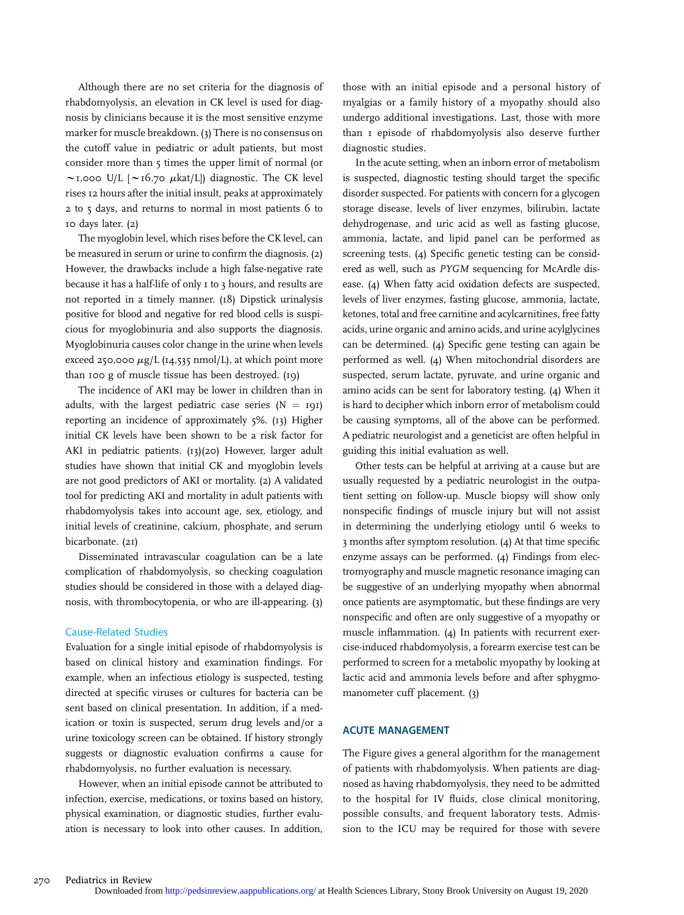Although there are no set criteria for the diagnosis of rhabdomyolysis, an elevation in CK level is used for diagnosis by clinicians because it is the most sensitive enzyme marker for muscle breakdown. (3) There is no consensus on the cutoff value in pediatric or adult patients, but most consider more than 5 times the upper limit of normal (or ~1,000 U/L [~16.70 μkat/L]) diagnostic. The CK level rises 12 hours after the initial insult, peaks at approximately 2 to 5 days, and returns to normal in most patients 6 to 10 days later. (2)

The myoglobin level, which rises before the CK level, can be measured in serum or urine to confirm the diagnosis. (2) However, the drawbacks include a high false-negative rate because it has a half-life of only 1 to 3 hours, and results are not reported in a timely manner. (18) Dipstick urinalysis positive for blood and negative for red blood cells is suspicious for myoglobinuria and also supports the diagnosis. Myoglobinuria causes color change in the urine when levels exceed 250,000 μg/L (14,535 nmol/L), at which point more than 100 g of muscle tissue has been destroyed. (19)

The incidence of AKI may be lower in children than in adults, with the largest pediatric case series ($N = 191$) reporting an incidence of approximately 5%. (13) Higher initial CK levels have been shown to be a risk factor for AKI in pediatric patients. (13)(20) However, larger adult studies have shown that initial CK and myoglobin levels are not good predictors of AKI or mortality. (2) A validated tool for predicting AKI and mortality in adult patients with rhabdomyolysis takes into account age, sex, etiology, and initial levels of creatinine, calcium, phosphate, and serum bicarbonate. (21)

Disseminated intravascular coagulation can be a late complication of rhabdomyolysis, so checking coagulation studies should be considered in those with a delayed diagnosis, with thrombocytopenia, or who are ill-appearing. (3)

### Cause-Related Studies

Evaluation for a single initial episode of rhabdomyolysis is based on clinical history and examination findings. For example, when an infectious etiology is suspected, testing directed at specific viruses or cultures for bacteria can be sent based on clinical presentation. In addition, if a medication or toxin is suspected, serum drug levels and/or a urine toxicology screen can be obtained. If history strongly suggests or diagnostic evaluation confirms a cause for rhabdomyolysis, no further evaluation is necessary.

However, when an initial episode cannot be attributed to infection, exercise, medications, or toxins based on history, physical examination, or diagnostic studies, further evaluation is necessary to look into other causes. In addition, those with an initial episode and a personal history of myalgias or a family history of a myopathy should also undergo additional investigations. Last, those with more than 1 episode of rhabdomyolysis also deserve further diagnostic studies.

In the acute setting, when an inborn error of metabolism is suspected, diagnostic testing should target the specific disorder suspected. For patients with concern for a glycogen storage disease, levels of liver enzymes, bilirubin, lactate dehydrogenase, and uric acid as well as fasting glucose, ammonia, lactate, and lipid panel can be performed as screening tests. (4) Specific genetic testing can be considered as well, such as *PYGM* sequencing for McArdle disease. (4) When fatty acid oxidation defects are suspected, levels of liver enzymes, fasting glucose, ammonia, lactate, ketones, total and free carnitine and acylcarnitines, free fatty acids, urine organic and amino acids, and urine acylglycines can be determined. (4) Specific gene testing can again be performed as well. (4) When mitochondrial disorders are suspected, serum lactate, pyruvate, and urine organic and amino acids can be sent for laboratory testing. (4) When it is hard to decipher which inborn error of metabolism could be causing symptoms, all of the above can be performed. A pediatric neurologist and a geneticist are often helpful in guiding this initial evaluation as well.

Other tests can be helpful at arriving at a cause but are usually requested by a pediatric neurologist in the outpatient setting on follow-up. Muscle biopsy will show only nonspecific findings of muscle injury but will not assist in determining the underlying etiology until 6 weeks to 3 months after symptom resolution. (4) At that time specific enzyme assays can be performed. (4) Findings from electromyography and muscle magnetic resonance imaging can be suggestive of an underlying myopathy when abnormal once patients are asymptomatic, but these findings are very nonspecific and often are only suggestive of a myopathy or muscle inflammation. (4) In patients with recurrent exercise-induced rhabdomyolysis, a forearm exercise test can be performed to screen for a metabolic myopathy by looking at lactic acid and ammonia levels before and after sphygmomanometer cuff placement. (3)

## ACUTE MANAGEMENT

The Figure gives a general algorithm for the management of patients with rhabdomyolysis. When patients are diagnosed as having rhabdomyolysis, they need to be admitted to the hospital for IV fluids, close clinical monitoring, possible consults, and frequent laboratory tests. Admission to the ICU may be required for those with severe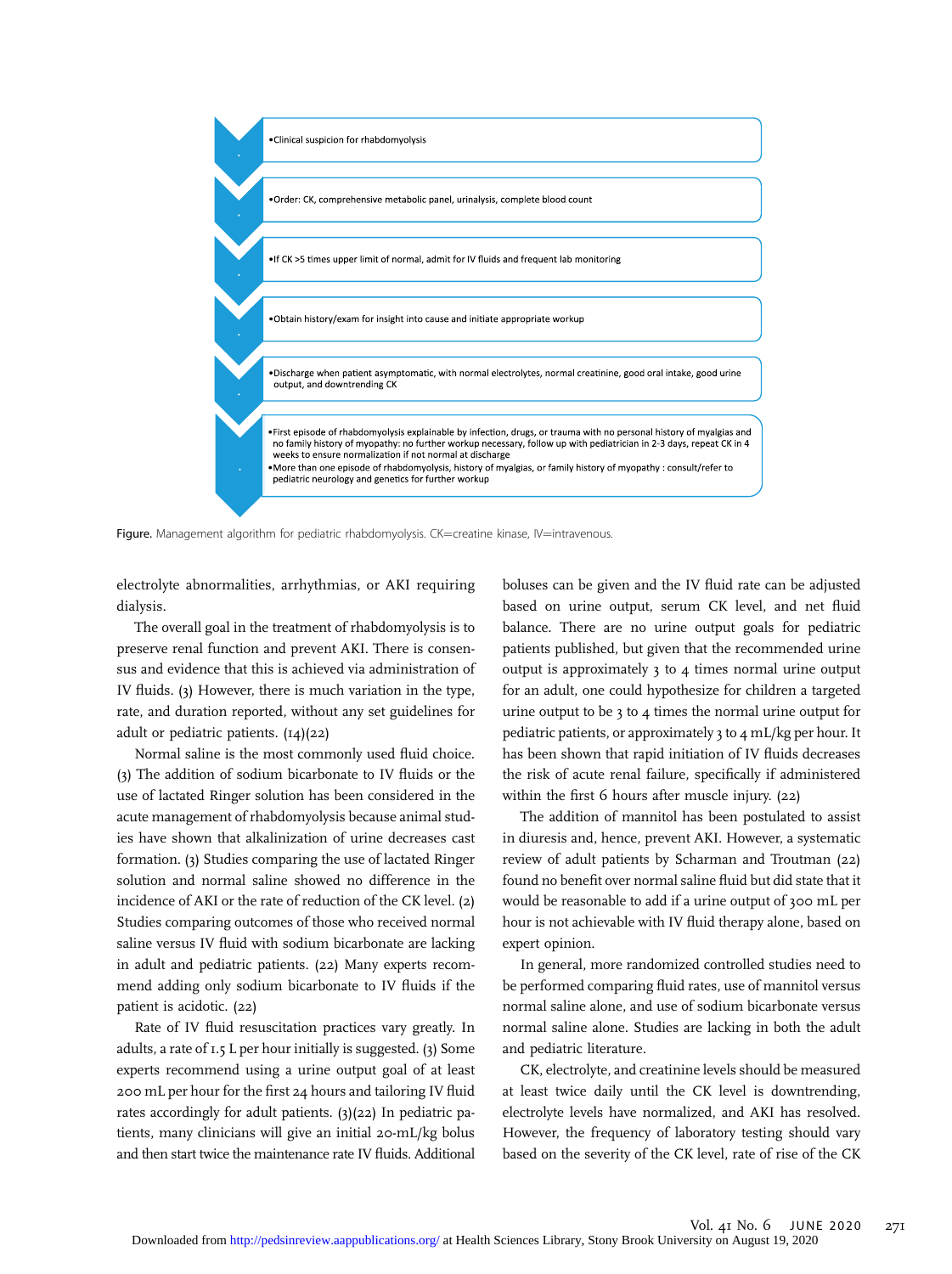- Clinical suspicion for rhabdomyolysis
- Order: CK, comprehensive metabolic panel, urinalysis, complete blood count
- If CK >5 times upper limit of normal, admit for IV fluids and frequent lab monitoring
- Obtain history/exam for insight into cause and initiate appropriate workup
- Discharge when patient asymptomatic, with normal electrolytes, normal creatinine, good oral intake, good urine output, and downtrending CK
- First episode of rhabdomyolysis explainable by infection, drugs, or trauma with no personal history of myalgias and no family history of myopathy: no further workup necessary, follow up with pediatrician in 2-3 days, repeat CK in 4 weeks to ensure normalization if not normal at discharge
- More than one episode of rhabdomyolysis, history of myalgias, or family history of myopathy : consult/refer to pediatric neurology and genetics for further workup

**Figure.** Management algorithm for pediatric rhabdomyolysis. CK=creatine kinase, IV=intravenous.

electrolyte abnormalities, arrhythmias, or AKI requiring dialysis.

The overall goal in the treatment of rhabdomyolysis is to preserve renal function and prevent AKI. There is consensus and evidence that this is achieved via administration of IV fluids. (3) However, there is much variation in the type, rate, and duration reported, without any set guidelines for adult or pediatric patients. (14)(22)

Normal saline is the most commonly used fluid choice. (3) The addition of sodium bicarbonate to IV fluids or the use of lactated Ringer solution has been considered in the acute management of rhabdomyolysis because animal studies have shown that alkalinization of urine decreases cast formation. (3) Studies comparing the use of lactated Ringer solution and normal saline showed no difference in the incidence of AKI or the rate of reduction of the CK level. (2) Studies comparing outcomes of those who received normal saline versus IV fluid with sodium bicarbonate are lacking in adult and pediatric patients. (22) Many experts recommend adding only sodium bicarbonate to IV fluids if the patient is acidotic. (22)

Rate of IV fluid resuscitation practices vary greatly. In adults, a rate of 1.5 L per hour initially is suggested. (3) Some experts recommend using a urine output goal of at least 200 mL per hour for the first 24 hours and tailoring IV fluid rates accordingly for adult patients. (3)(22) In pediatric patients, many clinicians will give an initial 20-mL/kg bolus and then start twice the maintenance rate IV fluids. Additional boluses can be given and the IV fluid rate can be adjusted based on urine output, serum CK level, and net fluid balance. There are no urine output goals for pediatric patients published, but given that the recommended urine output is approximately 3 to 4 times normal urine output for an adult, one could hypothesize for children a targeted urine output to be 3 to 4 times the normal urine output for pediatric patients, or approximately 3 to 4 mL/kg per hour. It has been shown that rapid initiation of IV fluids decreases the risk of acute renal failure, specifically if administered within the first 6 hours after muscle injury. (22)

The addition of mannitol has been postulated to assist in diuresis and, hence, prevent AKI. However, a systematic review of adult patients by Scharman and Troutman (22) found no benefit over normal saline fluid but did state that it would be reasonable to add if a urine output of 300 mL per hour is not achievable with IV fluid therapy alone, based on expert opinion.

In general, more randomized controlled studies need to be performed comparing fluid rates, use of mannitol versus normal saline alone, and use of sodium bicarbonate versus normal saline alone. Studies are lacking in both the adult and pediatric literature.

CK, electrolyte, and creatinine levels should be measured at least twice daily until the CK level is downtrending, electrolyte levels have normalized, and AKI has resolved. However, the frequency of laboratory testing should vary based on the severity of the CK level, rate of rise of the CK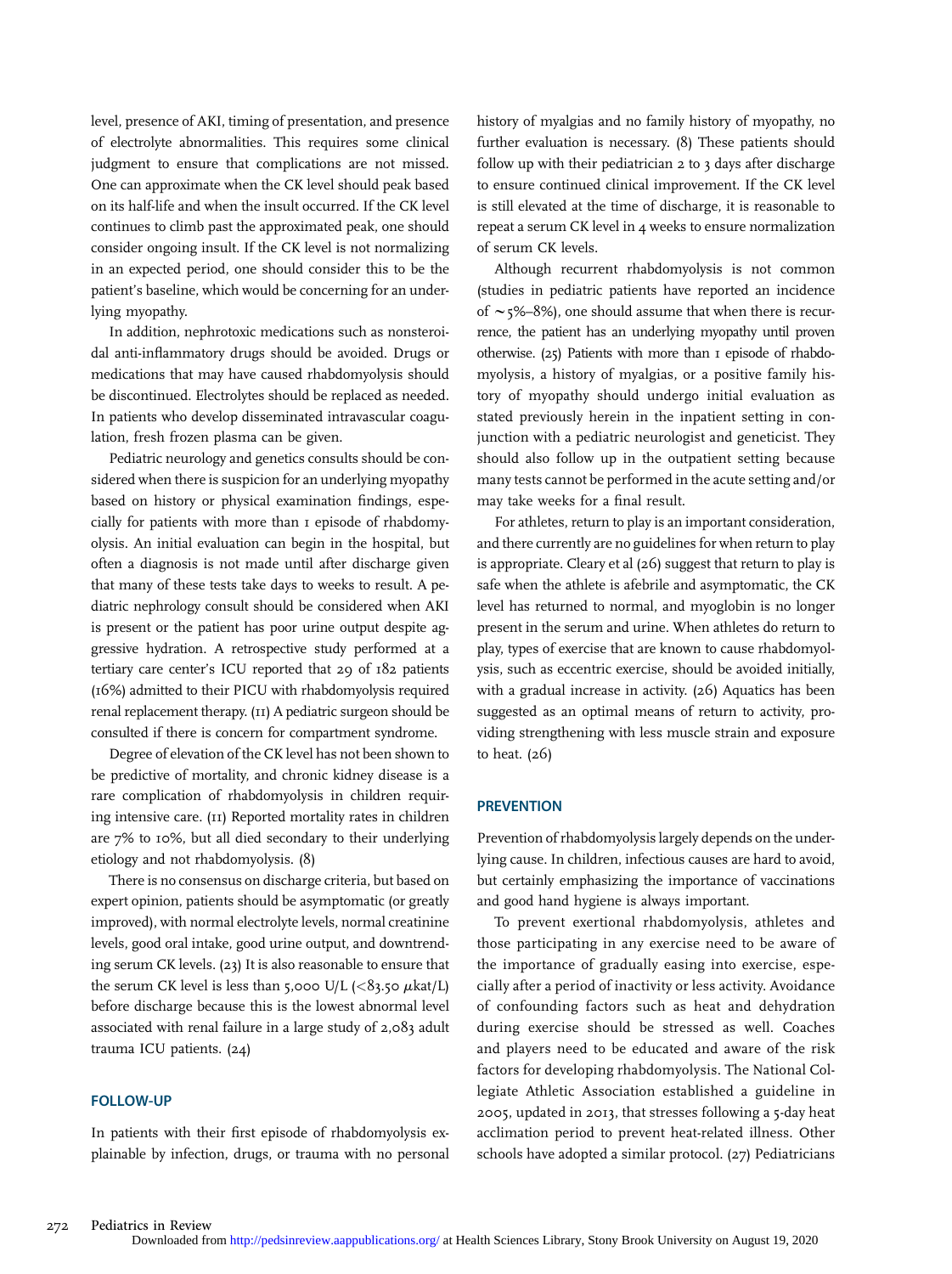level, presence of AKI, timing of presentation, and presence of electrolyte abnormalities. This requires some clinical judgment to ensure that complications are not missed. One can approximate when the CK level should peak based on its half-life and when the insult occurred. If the CK level continues to climb past the approximated peak, one should consider ongoing insult. If the CK level is not normalizing in an expected period, one should consider this to be the patient's baseline, which would be concerning for an underlying myopathy.

In addition, nephrotoxic medications such as nonsteroidal anti-inflammatory drugs should be avoided. Drugs or medications that may have caused rhabdomyolysis should be discontinued. Electrolytes should be replaced as needed. In patients who develop disseminated intravascular coagulation, fresh frozen plasma can be given.

Pediatric neurology and genetics consults should be considered when there is suspicion for an underlying myopathy based on history or physical examination findings, especially for patients with more than 1 episode of rhabdomyolysis. An initial evaluation can begin in the hospital, but often a diagnosis is not made until after discharge given that many of these tests take days to weeks to result. A pediatric nephrology consult should be considered when AKI is present or the patient has poor urine output despite aggressive hydration. A retrospective study performed at a tertiary care center's ICU reported that 29 of 182 patients (16%) admitted to their PICU with rhabdomyolysis required renal replacement therapy. (11) A pediatric surgeon should be consulted if there is concern for compartment syndrome.

Degree of elevation of the CK level has not been shown to be predictive of mortality, and chronic kidney disease is a rare complication of rhabdomyolysis in children requiring intensive care. (11) Reported mortality rates in children are 7% to 10%, but all died secondary to their underlying etiology and not rhabdomyolysis. (8)

There is no consensus on discharge criteria, but based on expert opinion, patients should be asymptomatic (or greatly improved), with normal electrolyte levels, normal creatinine levels, good oral intake, good urine output, and downtrending serum CK levels. (23) It is also reasonable to ensure that the serum CK level is less than 5,000 U/L (<83.50 μkat/L) before discharge because this is the lowest abnormal level associated with renal failure in a large study of 2,083 adult trauma ICU patients. (24)

## FOLLOW-UP

In patients with their first episode of rhabdomyolysis explainable by infection, drugs, or trauma with no personal history of myalgias and no family history of myopathy, no further evaluation is necessary. (8) These patients should follow up with their pediatrician 2 to 3 days after discharge to ensure continued clinical improvement. If the CK level is still elevated at the time of discharge, it is reasonable to repeat a serum CK level in 4 weeks to ensure normalization of serum CK levels.

Although recurrent rhabdomyolysis is not common (studies in pediatric patients have reported an incidence of ~5%–8%), one should assume that when there is recurrence, the patient has an underlying myopathy until proven otherwise. (25) Patients with more than 1 episode of rhabdomyolysis, a history of myalgias, or a positive family history of myopathy should undergo initial evaluation as stated previously herein in the inpatient setting in conjunction with a pediatric neurologist and geneticist. They should also follow up in the outpatient setting because many tests cannot be performed in the acute setting and/or may take weeks for a final result.

For athletes, return to play is an important consideration, and there currently are no guidelines for when return to play is appropriate. Cleary et al (26) suggest that return to play is safe when the athlete is afebrile and asymptomatic, the CK level has returned to normal, and myoglobin is no longer present in the serum and urine. When athletes do return to play, types of exercise that are known to cause rhabdomyolysis, such as eccentric exercise, should be avoided initially, with a gradual increase in activity. (26) Aquatics has been suggested as an optimal means of return to activity, providing strengthening with less muscle strain and exposure to heat. (26)

## PREVENTION

Prevention of rhabdomyolysis largely depends on the underlying cause. In children, infectious causes are hard to avoid, but certainly emphasizing the importance of vaccinations and good hand hygiene is always important.

To prevent exertional rhabdomyolysis, athletes and those participating in any exercise need to be aware of the importance of gradually easing into exercise, especially after a period of inactivity or less activity. Avoidance of confounding factors such as heat and dehydration during exercise should be stressed as well. Coaches and players need to be educated and aware of the risk factors for developing rhabdomyolysis. The National Collegiate Athletic Association established a guideline in 2005, updated in 2013, that stresses following a 5-day heat acclimation period to prevent heat-related illness. Other schools have adopted a similar protocol. (27) Pediatricians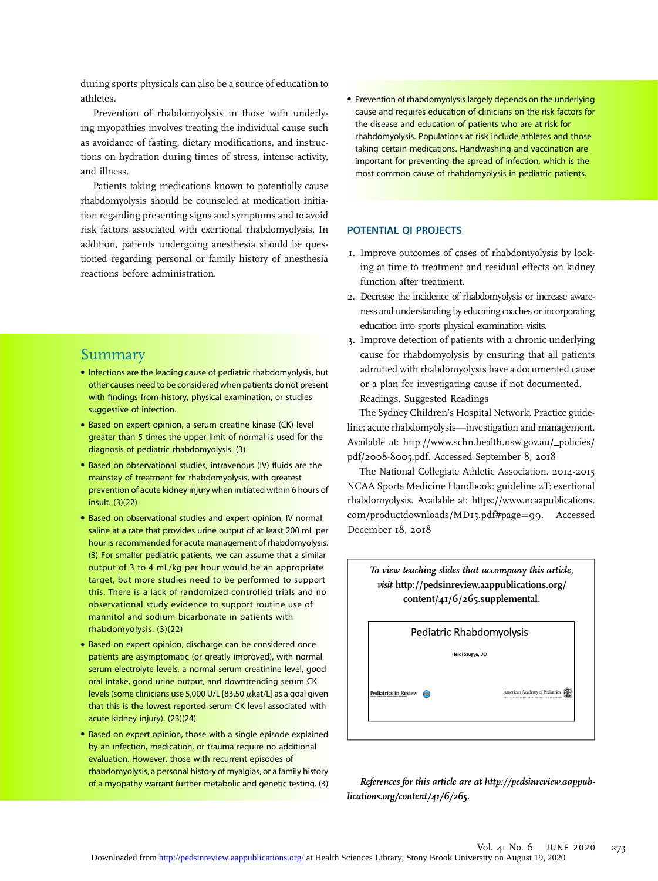during sports physicals can also be a source of education to athletes.

Prevention of rhabdomyolysis in those with underlying myopathies involves treating the individual cause such as avoidance of fasting, dietary modifications, and instructions on hydration during times of stress, intense activity, and illness.

Patients taking medications known to potentially cause rhabdomyolysis should be counseled at medication initiation regarding presenting signs and symptoms and to avoid risk factors associated with exertional rhabdomyolysis. In addition, patients undergoing anesthesia should be questioned regarding personal or family history of anesthesia reactions before administration.

- Prevention of rhabdomyolysis largely depends on the underlying cause and requires education of clinicians on the risk factors for the disease and education of patients who are at risk for rhabdomyolysis. Populations at risk include athletes and those taking certain medications. Handwashing and vaccination are important for preventing the spread of infection, which is the most common cause of rhabdomyolysis in pediatric patients.

## POTENTIAL QI PROJECTS

1. Improve outcomes of cases of rhabdomyolysis by looking at time to treatment and residual effects on kidney function after treatment.
2. Decrease the incidence of rhabdomyolysis or increase awareness and understanding by educating coaches or incorporating education into sports physical examination visits.
3. Improve detection of patients with a chronic underlying cause for rhabdomyolysis by ensuring that all patients admitted with rhabdomyolysis have a documented cause or a plan for investigating cause if not documented.

Readings, Suggested Readings

The Sydney Children's Hospital Network. Practice guideline: acute rhabdomyolysis—investigation and management. Available at: http://www.schn.health.nsw.gov.au/_policies/pdf/2008-8005.pdf. Accessed September 8, 2018

The National Collegiate Athletic Association. 2014-2015 NCAA Sports Medicine Handbook: guideline 2T: exertional rhabdomyolysis. Available at: https://www.ncaapublications.com/productdownloads/MD15.pdf#page=99. Accessed December 18, 2018

## Summary

- Infections are the leading cause of pediatric rhabdomyolysis, but other causes need to be considered when patients do not present with findings from history, physical examination, or studies suggestive of infection.
- Based on expert opinion, a serum creatine kinase (CK) level greater than 5 times the upper limit of normal is used for the diagnosis of pediatric rhabdomyolysis. (3)
- Based on observational studies, intravenous (IV) fluids are the mainstay of treatment for rhabdomyolysis, with greatest prevention of acute kidney injury when initiated within 6 hours of insult. (3)(22)
- Based on observational studies and expert opinion, IV normal saline at a rate that provides urine output of at least 200 mL per hour is recommended for acute management of rhabdomyolysis. (3) For smaller pediatric patients, we can assume that a similar output of 3 to 4 mL/kg per hour would be an appropriate target, but more studies need to be performed to support this. There is a lack of randomized controlled trials and no observational study evidence to support routine use of mannitol and sodium bicarbonate in patients with rhabdomyolysis. (3)(22)
- Based on expert opinion, discharge can be considered once patients are asymptomatic (or greatly improved), with normal serum electrolyte levels, a normal serum creatinine level, good oral intake, good urine output, and downtrending serum CK levels (some clinicians use 5,000 U/L [83.50 $\mu$kat/L] as a goal given that this is the lowest reported serum CK level associated with acute kidney injury). (23)(24)
- Based on expert opinion, those with a single episode explained by an infection, medication, or trauma require no additional evaluation. However, those with recurrent episodes of rhabdomyolysis, a personal history of myalgias, or a family history of a myopathy warrant further metabolic and genetic testing. (3)

*To view teaching slides that accompany this article, visit* **http://pedsinreview.aappublications.org/content/41/6/265.supplemental.**

Pediatric Rhabdomyolysis

Heidi Szugye, DO

Pediatrics in Review

American Academy of Pediatrics

***References for this article are at http://pedsinreview.aappublications.org/content/41/6/265.***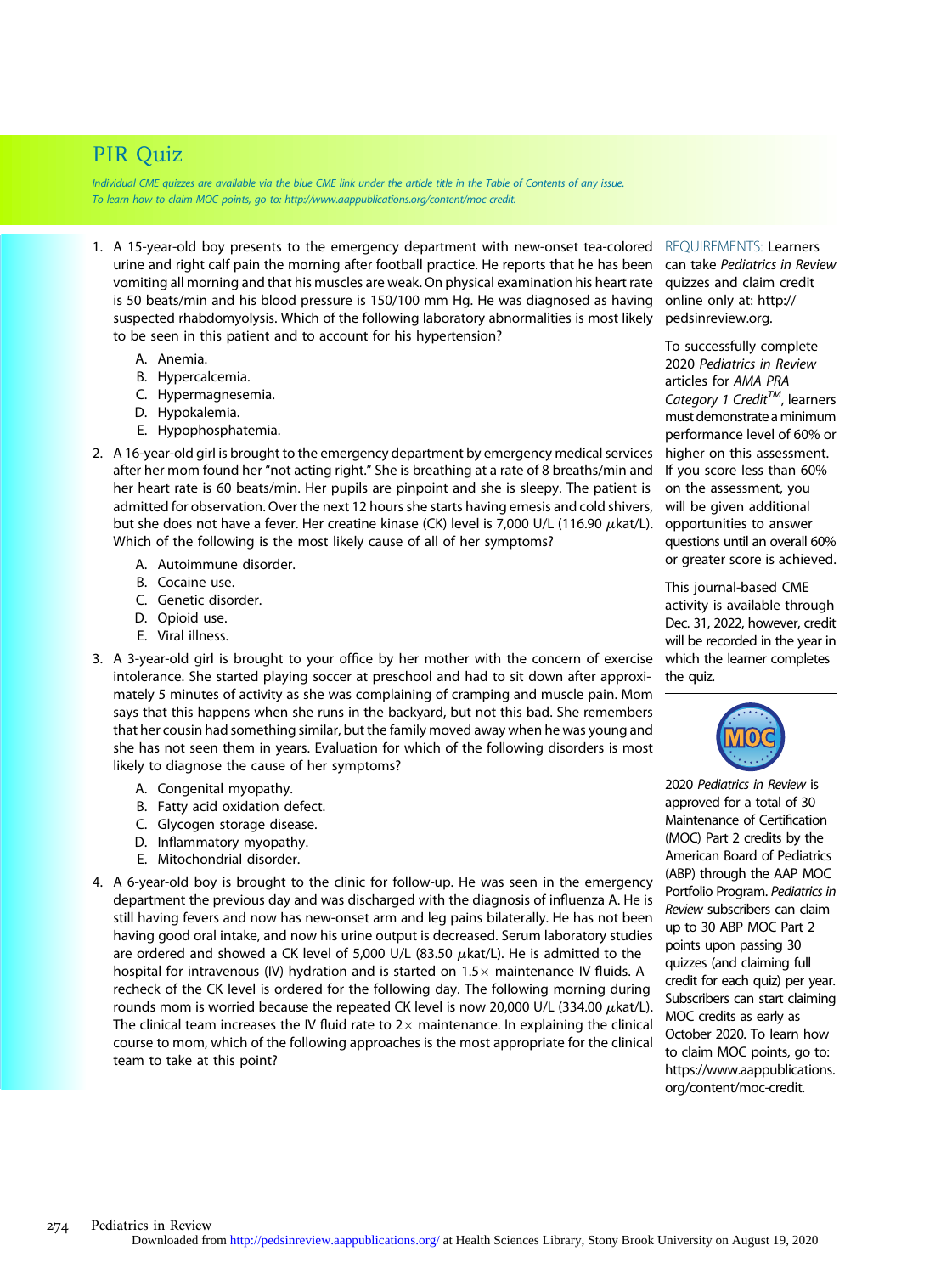# PIR Quiz

*Individual CME quizzes are available via the blue CME link under the article title in the Table of Contents of any issue. To learn how to claim MOC points, go to: http://www.aappublications.org/content/moc-credit.*

1. A 15-year-old boy presents to the emergency department with new-onset tea-colored urine and right calf pain the morning after football practice. He reports that he has been vomiting all morning and that his muscles are weak. On physical examination his heart rate is 50 beats/min and his blood pressure is 150/100 mm Hg. He was diagnosed as having suspected rhabdomyolysis. Which of the following laboratory abnormalities is most likely to be seen in this patient and to account for his hypertension?

   A. Anemia.
   B. Hypercalcemia.
   C. Hypermagnesemia.
   D. Hypokalemia.
   E. Hypophosphatemia.

2. A 16-year-old girl is brought to the emergency department by emergency medical services after her mom found her "not acting right." She is breathing at a rate of 8 breaths/min and her heart rate is 60 beats/min. Her pupils are pinpoint and she is sleepy. The patient is admitted for observation. Over the next 12 hours she starts having emesis and cold shivers, but she does not have a fever. Her creatine kinase (CK) level is 7,000 U/L (116.90 $\mu$kat/L). Which of the following is the most likely cause of all of her symptoms?

   A. Autoimmune disorder.
   B. Cocaine use.
   C. Genetic disorder.
   D. Opioid use.
   E. Viral illness.

3. A 3-year-old girl is brought to your office by her mother with the concern of exercise intolerance. She started playing soccer at preschool and had to sit down after approximately 5 minutes of activity as she was complaining of cramping and muscle pain. Mom says that this happens when she runs in the backyard, but not this bad. She remembers that her cousin had something similar, but the family moved away when he was young and she has not seen them in years. Evaluation for which of the following disorders is most likely to diagnose the cause of her symptoms?

   A. Congenital myopathy.
   B. Fatty acid oxidation defect.
   C. Glycogen storage disease.
   D. Inflammatory myopathy.
   E. Mitochondrial disorder.

4. A 6-year-old boy is brought to the clinic for follow-up. He was seen in the emergency department the previous day and was discharged with the diagnosis of influenza A. He is still having fevers and now has new-onset arm and leg pains bilaterally. He has not been having good oral intake, and now his urine output is decreased. Serum laboratory studies are ordered and showed a CK level of 5,000 U/L (83.50 $\mu$kat/L). He is admitted to the hospital for intravenous (IV) hydration and is started on 1.5× maintenance IV fluids. A recheck of the CK level is ordered for the following day. The following morning during rounds mom is worried because the repeated CK level is now 20,000 U/L (334.00 $\mu$kat/L). The clinical team increases the IV fluid rate to 2× maintenance. In explaining the clinical course to mom, which of the following approaches is the most appropriate for the clinical team to take at this point?

REQUIREMENTS: Learners can take *Pediatrics in Review* quizzes and claim credit online only at: http://pedsinreview.org.

To successfully complete 2020 *Pediatrics in Review* articles for *AMA PRA Category 1 Credit*™, learners must demonstrate a minimum performance level of 60% or higher on this assessment. If you score less than 60% on the assessment, you will be given additional opportunities to answer questions until an overall 60% or greater score is achieved.

This journal-based CME activity is available through Dec. 31, 2022, however, credit will be recorded in the year in which the learner completes the quiz.

MOC

2020 *Pediatrics in Review* is approved for a total of 30 Maintenance of Certification (MOC) Part 2 credits by the American Board of Pediatrics (ABP) through the AAP MOC Portfolio Program. *Pediatrics in Review* subscribers can claim up to 30 ABP MOC Part 2 points upon passing 30 quizzes (and claiming full credit for each quiz) per year. Subscribers can start claiming MOC credits as early as October 2020. To learn how to claim MOC points, go to: https://www.aappublications.org/content/moc-credit.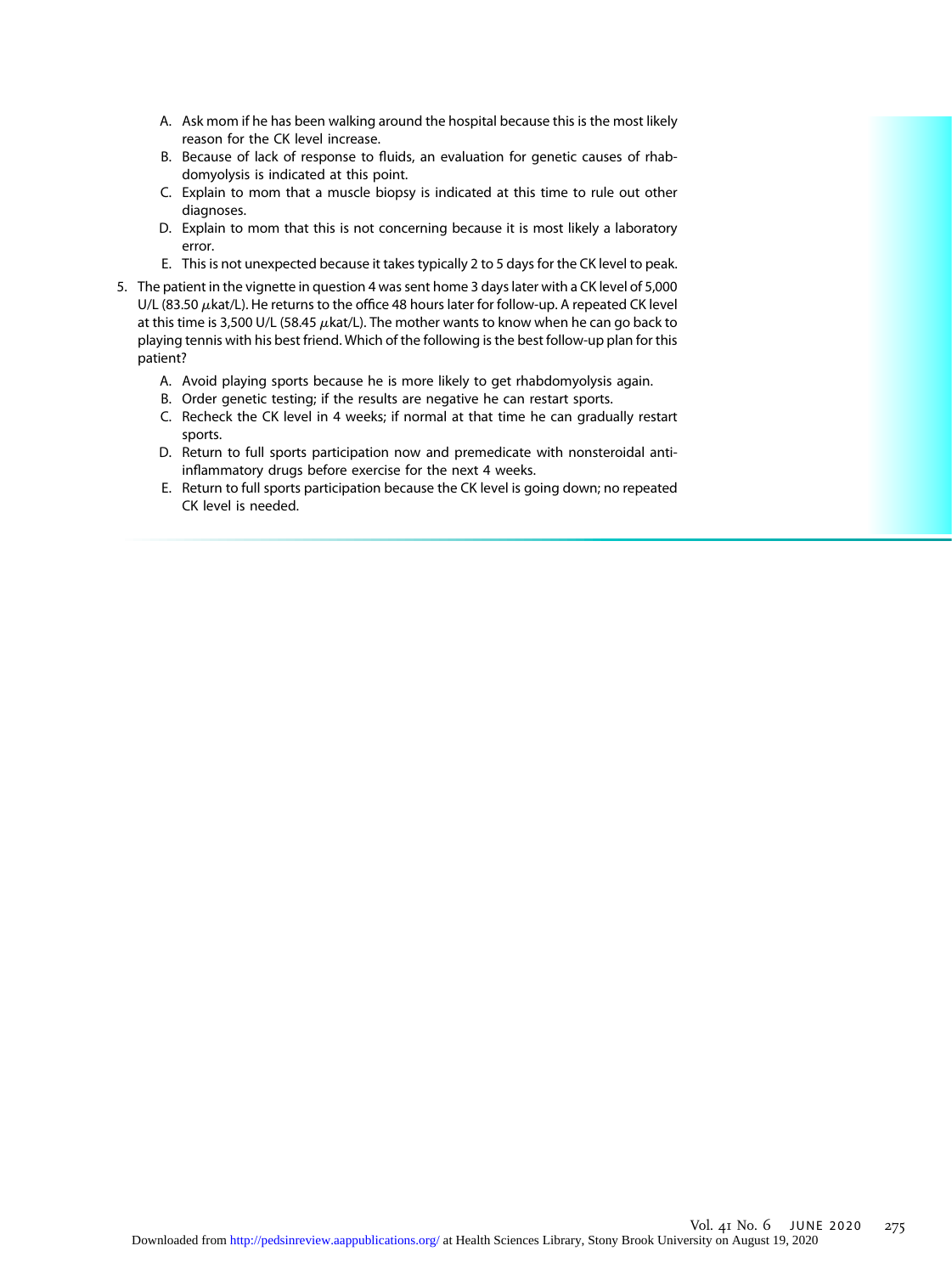A. Ask mom if he has been walking around the hospital because this is the most likely reason for the CK level increase.
B. Because of lack of response to fluids, an evaluation for genetic causes of rhabdomyolysis is indicated at this point.
C. Explain to mom that a muscle biopsy is indicated at this time to rule out other diagnoses.
D. Explain to mom that this is not concerning because it is most likely a laboratory error.
E. This is not unexpected because it takes typically 2 to 5 days for the CK level to peak.

5. The patient in the vignette in question 4 was sent home 3 days later with a CK level of 5,000 U/L (83.50 $\mu$kat/L). He returns to the office 48 hours later for follow-up. A repeated CK level at this time is 3,500 U/L (58.45 $\mu$kat/L). The mother wants to know when he can go back to playing tennis with his best friend. Which of the following is the best follow-up plan for this patient?

    A. Avoid playing sports because he is more likely to get rhabdomyolysis again.
    B. Order genetic testing; if the results are negative he can restart sports.
    C. Recheck the CK level in 4 weeks; if normal at that time he can gradually restart sports.
    D. Return to full sports participation now and premedicate with nonsteroidal anti-inflammatory drugs before exercise for the next 4 weeks.
    E. Return to full sports participation because the CK level is going down; no repeated CK level is needed.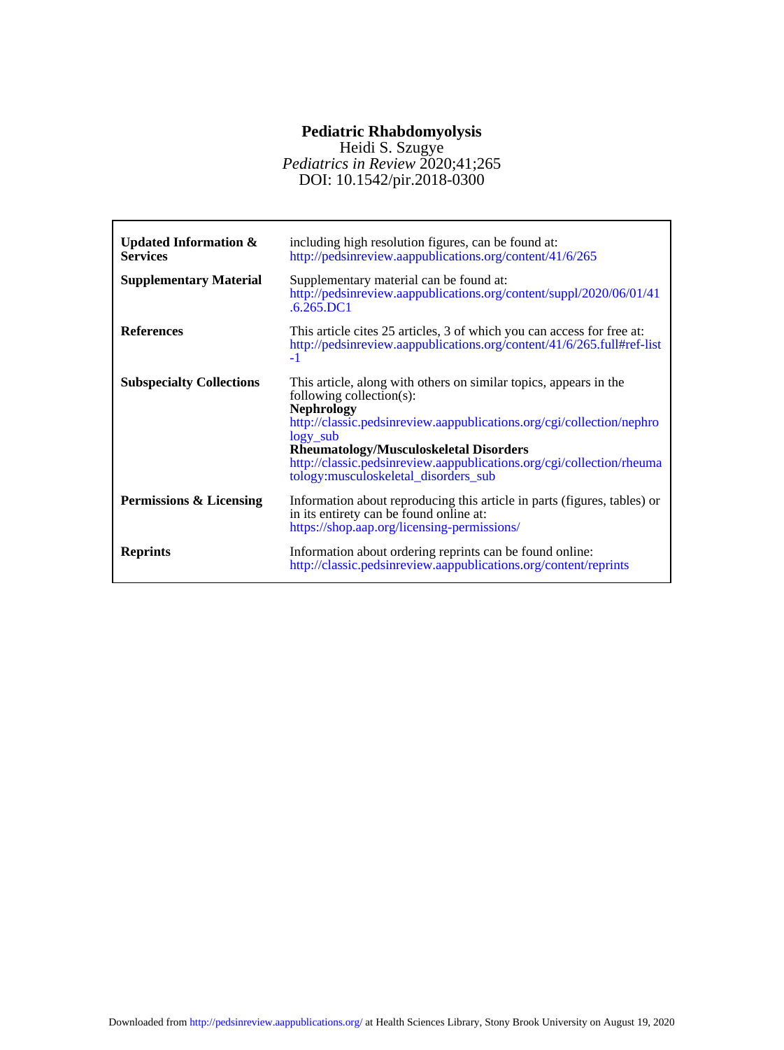# Pediatric Rhabdomyolysis

Heidi S. Szugye

*Pediatrics in Review* 2020;41;265

DOI: 10.1542/pir.2018-0300

| | |
|---|---|
| **Updated Information & Services** | including high resolution figures, can be found at: http://pedsinreview.aappublications.org/content/41/6/265 |
| **Supplementary Material** | Supplementary material can be found at: http://pedsinreview.aappublications.org/content/suppl/2020/06/01/41.6.265.DC1 |
| **References** | This article cites 25 articles, 3 of which you can access for free at: http://pedsinreview.aappublications.org/content/41/6/265.full#ref-list-1 |
| **Subspecialty Collections** | This article, along with others on similar topics, appears in the following collection(s): **Nephrology** http://classic.pedsinreview.aappublications.org/cgi/collection/nephrology_sub **Rheumatology/Musculoskeletal Disorders** http://classic.pedsinreview.aappublications.org/cgi/collection/rheumatology:musculoskeletal_disorders_sub |
| **Permissions & Licensing** | Information about reproducing this article in parts (figures, tables) or in its entirety can be found online at: https://shop.aap.org/licensing-permissions/ |
| **Reprints** | Information about ordering reprints can be found online: http://classic.pedsinreview.aappublications.org/content/reprints |

Downloaded from http://pedsinreview.aappublications.org/ at Health Sciences Library, Stony Brook University on August 19, 2020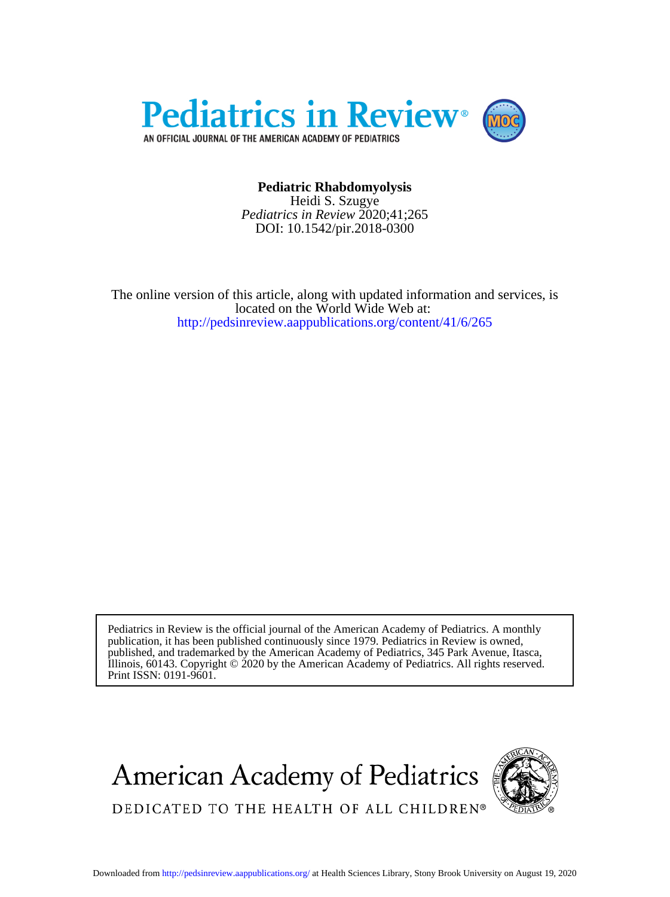**Pediatric Rhabdomyolysis**

Heidi S. Szugye

*Pediatrics in Review* 2020;41;265

DOI: 10.1542/pir.2018-0300

The online version of this article, along with updated information and services, is located on the World Wide Web at:

http://pedsinreview.aappublications.org/content/41/6/265

Pediatrics in Review is the official journal of the American Academy of Pediatrics. A monthly publication, it has been published continuously since 1979. Pediatrics in Review is owned, published, and trademarked by the American Academy of Pediatrics, 345 Park Avenue, Itasca, Illinois, 60143. Copyright © 2020 by the American Academy of Pediatrics. All rights reserved. Print ISSN: 0191-9601.

American Academy of Pediatrics

DEDICATED TO THE HEALTH OF ALL CHILDREN®